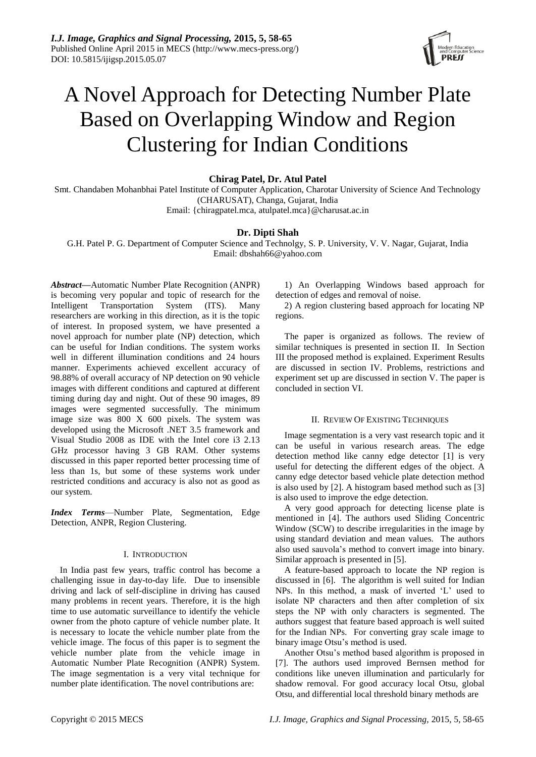# A Novel Approach for Detecting Number Plate Based on Overlapping Window and Region Clustering for Indian Conditions

**Chirag Patel, Dr. Atul Patel**

Smt. Chandaben Mohanbhai Patel Institute of Computer Application, Charotar University of Science And Technology (CHARUSAT), Changa, Gujarat, India

Email: {chiragpatel.mca, atulpatel.mca}@charusat.ac.in

**Dr. Dipti Shah**

G.H. Patel P. G. Department of Computer Science and Technolgy, S. P. University, V. V. Nagar, Gujarat, India

Email: dbshah66@yahoo.com

***Abstract*—**Automatic Number Plate Recognition (ANPR) is becoming very popular and topic of research for the Intelligent Transportation System (ITS). Many researchers are working in this direction, as it is the topic of interest. In proposed system, we have presented a novel approach for number plate (NP) detection, which can be useful for Indian conditions. The system works well in different illumination conditions and 24 hours manner. Experiments achieved excellent accuracy of 98.88% of overall accuracy of NP detection on 90 vehicle images with different conditions and captured at different timing during day and night. Out of these 90 images, 89 images were segmented successfully. The minimum image size was 800 X 600 pixels. The system was developed using the Microsoft .NET 3.5 framework and Visual Studio 2008 as IDE with the Intel core i3 2.13 GHz processor having 3 GB RAM. Other systems discussed in this paper reported better processing time of less than 1s, but some of these systems work under restricted conditions and accuracy is also not as good as our system.

***Index Terms***—Number Plate, Segmentation, Edge Detection, ANPR, Region Clustering.

## I. INTRODUCTION

In India past few years, traffic control has become a challenging issue in day-to-day life. Due to insensible driving and lack of self-discipline in driving has caused many problems in recent years. Therefore, it is the high time to use automatic surveillance to identify the vehicle owner from the photo capture of vehicle number plate. It is necessary to locate the vehicle number plate from the vehicle image. The focus of this paper is to segment the vehicle number plate from the vehicle image in Automatic Number Plate Recognition (ANPR) System. The image segmentation is a very vital technique for number plate identification. The novel contributions are:

1) An Overlapping Windows based approach for detection of edges and removal of noise.

2) A region clustering based approach for locating NP regions.

The paper is organized as follows. The review of similar techniques is presented in section II. In Section III the proposed method is explained. Experiment Results are discussed in section IV. Problems, restrictions and experiment set up are discussed in section V. The paper is concluded in section VI.

## II. REVIEW OF EXISTING TECHNIQUES

Image segmentation is a very vast research topic and it can be useful in various research areas. The edge detection method like canny edge detector [1] is very useful for detecting the different edges of the object. A canny edge detector based vehicle plate detection method is also used by [2]. A histogram based method such as [3] is also used to improve the edge detection.

A very good approach for detecting license plate is mentioned in [4]. The authors used Sliding Concentric Window (SCW) to describe irregularities in the image by using standard deviation and mean values. The authors also used sauvola's method to convert image into binary. Similar approach is presented in [5].

A feature-based approach to locate the NP region is discussed in [6]. The algorithm is well suited for Indian NPs. In this method, a mask of inverted 'L' used to isolate NP characters and then after completion of six steps the NP with only characters is segmented. The authors suggest that feature based approach is well suited for the Indian NPs. For converting gray scale image to binary image Otsu's method is used.

Another Otsu's method based algorithm is proposed in [7]. The authors used improved Bernsen method for conditions like uneven illumination and particularly for shadow removal. For good accuracy local Otsu, global Otsu, and differential local threshold binary methods are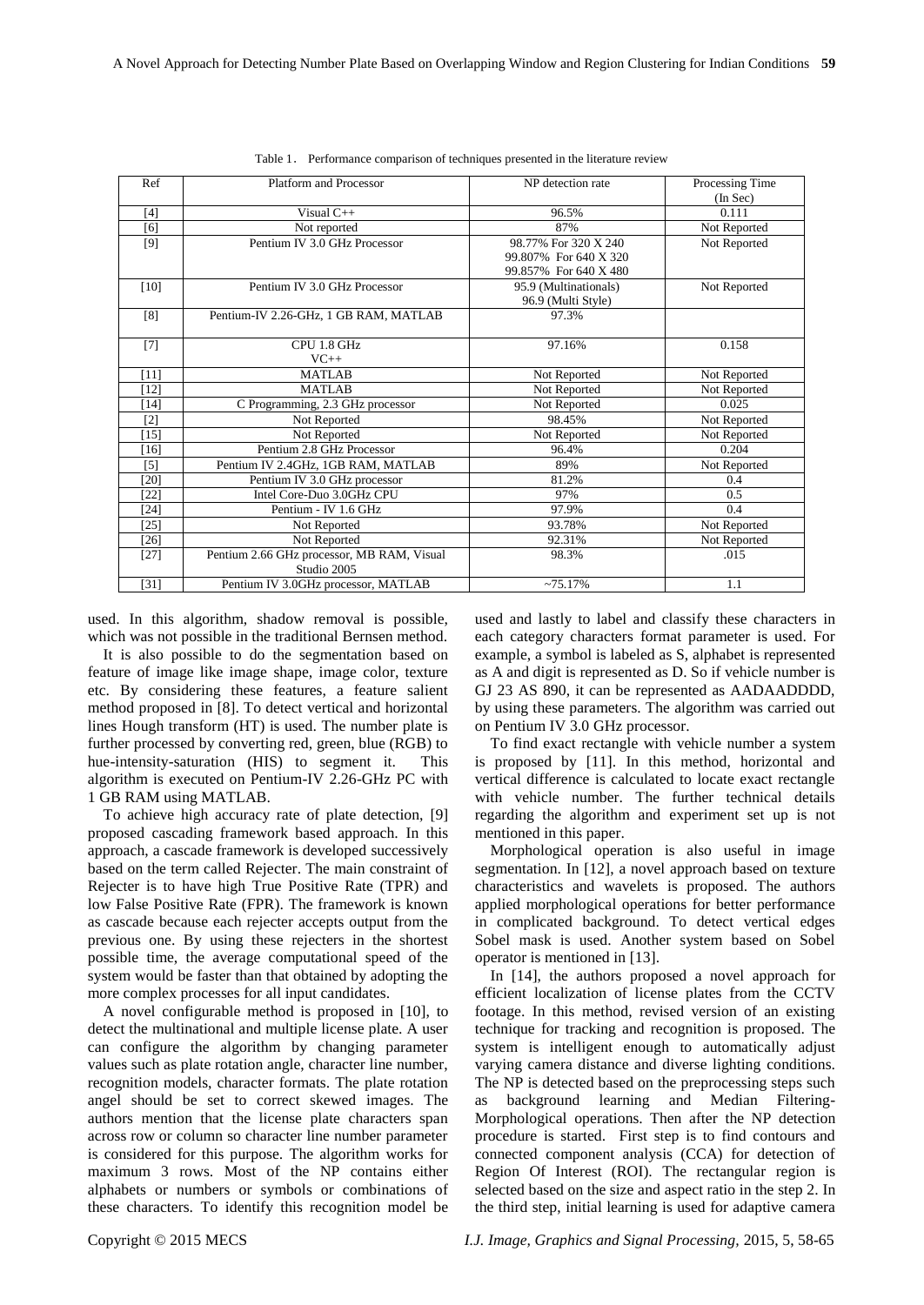Table 1. Performance comparison of techniques presented in the literature review

| Ref | Platform and Processor | NP detection rate | Processing Time (In Sec) |
|---|---|---|---|
| [4] | Visual C++ | 96.5% | 0.111 |
| [6] | Not reported | 87% | Not Reported |
| [9] | Pentium IV 3.0 GHz Processor | 98.77% For 320 X 240<br>99.807% For 640 X 320<br>99.857% For 640 X 480 | Not Reported |
| [10] | Pentium IV 3.0 GHz Processor | 95.9 (Multinationals)<br>96.9 (Multi Style) | Not Reported |
| [8] | Pentium-IV 2.26-GHz, 1 GB RAM, MATLAB | 97.3% | |
| [7] | CPU 1.8 GHz<br>VC++ | 97.16% | 0.158 |
| [11] | MATLAB | Not Reported | Not Reported |
| [12] | MATLAB | Not Reported | Not Reported |
| [14] | C Programming, 2.3 GHz processor | Not Reported | 0.025 |
| [2] | Not Reported | 98.45% | Not Reported |
| [15] | Not Reported | Not Reported | Not Reported |
| [16] | Pentium 2.8 GHz Processor | 96.4% | 0.204 |
| [5] | Pentium IV 2.4GHz, 1GB RAM, MATLAB | 89% | Not Reported |
| [20] | Pentium IV 3.0 GHz processor | 81.2% | 0.4 |
| [22] | Intel Core-Duo 3.0GHz CPU | 97% | 0.5 |
| [24] | Pentium - IV 1.6 GHz | 97.9% | 0.4 |
| [25] | Not Reported | 93.78% | Not Reported |
| [26] | Not Reported | 92.31% | Not Reported |
| [27] | Pentium 2.66 GHz processor, MB RAM, Visual Studio 2005 | 98.3% | .015 |
| [31] | Pentium IV 3.0GHz processor, MATLAB | ~75.17% | 1.1 |

used. In this algorithm, shadow removal is possible, which was not possible in the traditional Bernsen method.

It is also possible to do the segmentation based on feature of image like image shape, image color, texture etc. By considering these features, a feature salient method proposed in [8]. To detect vertical and horizontal lines Hough transform (HT) is used. The number plate is further processed by converting red, green, blue (RGB) to hue-intensity-saturation (HIS) to segment it. This algorithm is executed on Pentium-IV 2.26-GHz PC with 1 GB RAM using MATLAB.

To achieve high accuracy rate of plate detection, [9] proposed cascading framework based approach. In this approach, a cascade framework is developed successively based on the term called Rejecter. The main constraint of Rejecter is to have high True Positive Rate (TPR) and low False Positive Rate (FPR). The framework is known as cascade because each rejecter accepts output from the previous one. By using these rejecters in the shortest possible time, the average computational speed of the system would be faster than that obtained by adopting the more complex processes for all input candidates.

A novel configurable method is proposed in [10], to detect the multinational and multiple license plate. A user can configure the algorithm by changing parameter values such as plate rotation angle, character line number, recognition models, character formats. The plate rotation angel should be set to correct skewed images. The authors mention that the license plate characters span across row or column so character line number parameter is considered for this purpose. The algorithm works for maximum 3 rows. Most of the NP contains either alphabets or numbers or symbols or combinations of these characters. To identify this recognition model be used and lastly to label and classify these characters in each category characters format parameter is used. For example, a symbol is labeled as S, alphabet is represented as A and digit is represented as D. So if vehicle number is GJ 23 AS 890, it can be represented as AADAADDDD, by using these parameters. The algorithm was carried out on Pentium IV 3.0 GHz processor.

To find exact rectangle with vehicle number a system is proposed by [11]. In this method, horizontal and vertical difference is calculated to locate exact rectangle with vehicle number. The further technical details regarding the algorithm and experiment set up is not mentioned in this paper.

Morphological operation is also useful in image segmentation. In [12], a novel approach based on texture characteristics and wavelets is proposed. The authors applied morphological operations for better performance in complicated background. To detect vertical edges Sobel mask is used. Another system based on Sobel operator is mentioned in [13].

In [14], the authors proposed a novel approach for efficient localization of license plates from the CCTV footage. In this method, revised version of an existing technique for tracking and recognition is proposed. The system is intelligent enough to automatically adjust varying camera distance and diverse lighting conditions. The NP is detected based on the preprocessing steps such as background learning and Median Filtering-Morphological operations. Then after the NP detection procedure is started. First step is to find contours and connected component analysis (CCA) for detection of Region Of Interest (ROI). The rectangular region is selected based on the size and aspect ratio in the step 2. In the third step, initial learning is used for adaptive camera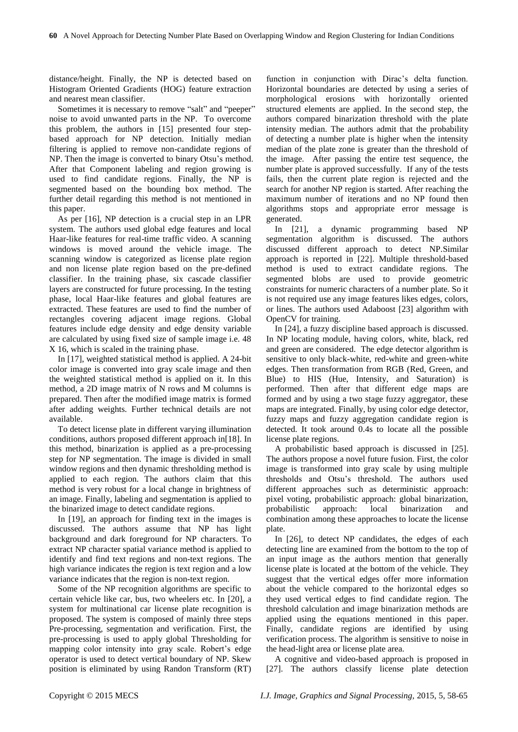distance/height. Finally, the NP is detected based on Histogram Oriented Gradients (HOG) feature extraction and nearest mean classifier.

Sometimes it is necessary to remove "salt" and "peeper" noise to avoid unwanted parts in the NP. To overcome this problem, the authors in [15] presented four step-based approach for NP detection. Initially median filtering is applied to remove non-candidate regions of NP. Then the image is converted to binary Otsu's method. After that Component labeling and region growing is used to find candidate regions. Finally, the NP is segmented based on the bounding box method. The further detail regarding this method is not mentioned in this paper.

As per [16], NP detection is a crucial step in an LPR system. The authors used global edge features and local Haar-like features for real-time traffic video. A scanning windows is moved around the vehicle image. The scanning window is categorized as license plate region and non license plate region based on the pre-defined classifier. In the training phase, six cascade classifier layers are constructed for future processing. In the testing phase, local Haar-like features and global features are extracted. These features are used to find the number of rectangles covering adjacent image regions. Global features include edge density and edge density variable are calculated by using fixed size of sample image i.e. 48 X 16, which is scaled in the training phase.

In [17], weighted statistical method is applied. A 24-bit color image is converted into gray scale image and then the weighted statistical method is applied on it. In this method, a 2D image matrix of N rows and M columns is prepared. Then after the modified image matrix is formed after adding weights. Further technical details are not available.

To detect license plate in different varying illumination conditions, authors proposed different approach in[18]. In this method, binarization is applied as a pre-processing step for NP segmentation. The image is divided in small window regions and then dynamic thresholding method is applied to each region. The authors claim that this method is very robust for a local change in brightness of an image. Finally, labeling and segmentation is applied to the binarized image to detect candidate regions.

In [19], an approach for finding text in the images is discussed. The authors assume that NP has light background and dark foreground for NP characters. To extract NP character spatial variance method is applied to identify and find text regions and non-text regions. The high variance indicates the region is text region and a low variance indicates that the region is non-text region.

Some of the NP recognition algorithms are specific to certain vehicle like car, bus, two wheelers etc. In [20], a system for multinational car license plate recognition is proposed. The system is composed of mainly three steps Pre-processing, segmentation and verification. First, the pre-processing is used to apply global Thresholding for mapping color intensity into gray scale. Robert's edge operator is used to detect vertical boundary of NP. Skew position is eliminated by using Randon Transform (RT) function in conjunction with Dirac's delta function. Horizontal boundaries are detected by using a series of morphological erosions with horizontally oriented structured elements are applied. In the second step, the authors compared binarization threshold with the plate intensity median. The authors admit that the probability of detecting a number plate is higher when the intensity median of the plate zone is greater than the threshold of the image. After passing the entire test sequence, the number plate is approved successfully. If any of the tests fails, then the current plate region is rejected and the search for another NP region is started. After reaching the maximum number of iterations and no NP found then algorithms stops and appropriate error message is generated.

In [21], a dynamic programming based NP segmentation algorithm is discussed. The authors discussed different approach to detect NP.Similar approach is reported in [22]. Multiple threshold-based method is used to extract candidate regions. The segmented blobs are used to provide geometric constraints for numeric characters of a number plate. So it is not required use any image features likes edges, colors, or lines. The authors used Adaboost [23] algorithm with OpenCV for training.

In [24], a fuzzy discipline based approach is discussed. In NP locating module, having colors, white, black, red and green are considered. The edge detector algorithm is sensitive to only black-white, red-white and green-white edges. Then transformation from RGB (Red, Green, and Blue) to HIS (Hue, Intensity, and Saturation) is performed. Then after that different edge maps are formed and by using a two stage fuzzy aggregator, these maps are integrated. Finally, by using color edge detector, fuzzy maps and fuzzy aggregation candidate region is detected. It took around 0.4s to locate all the possible license plate regions.

A probabilistic based approach is discussed in [25]. The authors propose a novel future fusion. First, the color image is transformed into gray scale by using multiple thresholds and Otsu's threshold. The authors used different approaches such as deterministic approach: pixel voting, probabilistic approach: global binarization, probabilistic approach: local binarization and combination among these approaches to locate the license plate.

In [26], to detect NP candidates, the edges of each detecting line are examined from the bottom to the top of an input image as the authors mention that generally license plate is located at the bottom of the vehicle. They suggest that the vertical edges offer more information about the vehicle compared to the horizontal edges so they used vertical edges to find candidate region. The threshold calculation and image binarization methods are applied using the equations mentioned in this paper. Finally, candidate regions are identified by using verification process. The algorithm is sensitive to noise in the head-light area or license plate area.

A cognitive and video-based approach is proposed in [27]. The authors classify license plate detection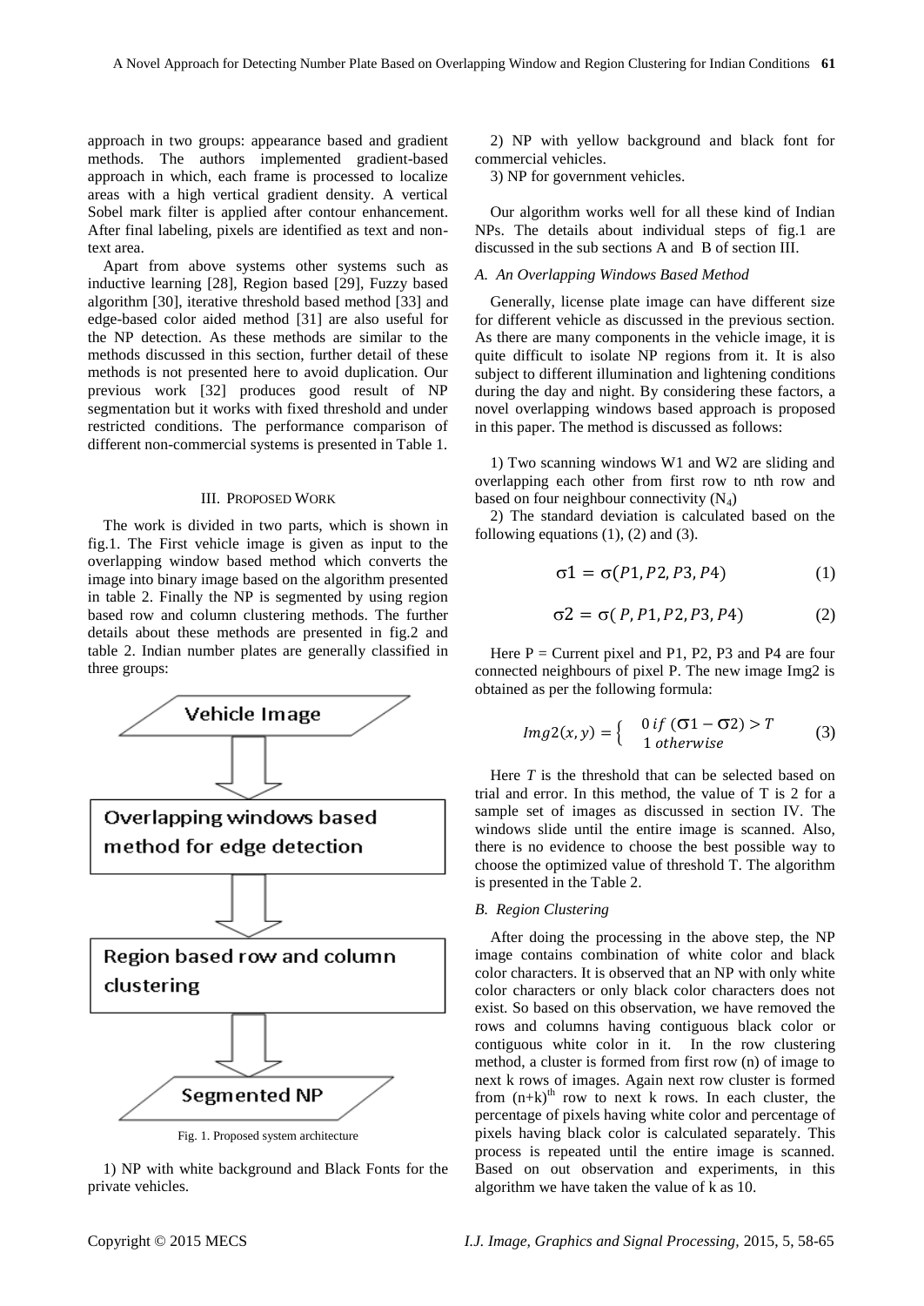approach in two groups: appearance based and gradient methods. The authors implemented gradient-based approach in which, each frame is processed to localize areas with a high vertical gradient density. A vertical Sobel mark filter is applied after contour enhancement. After final labeling, pixels are identified as text and non-text area.

Apart from above systems other systems such as inductive learning [28], Region based [29], Fuzzy based algorithm [30], iterative threshold based method [33] and edge-based color aided method [31] are also useful for the NP detection. As these methods are similar to the methods discussed in this section, further detail of these methods is not presented here to avoid duplication. Our previous work [32] produces good result of NP segmentation but it works with fixed threshold and under restricted conditions. The performance comparison of different non-commercial systems is presented in Table 1.

## III. Proposed Work

The work is divided in two parts, which is shown in fig.1. The First vehicle image is given as input to the overlapping window based method which converts the image into binary image based on the algorithm presented in table 2. Finally the NP is segmented by using region based row and column clustering methods. The further details about these methods are presented in fig.2 and table 2. Indian number plates are generally classified in three groups:

Vehicle Image → Overlapping windows based method for edge detection → Region based row and column clustering → Segmented NP

Fig. 1. Proposed system architecture

1) NP with white background and Black Fonts for the private vehicles.

2) NP with yellow background and black font for commercial vehicles.

3) NP for government vehicles.

Our algorithm works well for all these kind of Indian NPs. The details about individual steps of fig.1 are discussed in the sub sections A and B of section III.

### *A. An Overlapping Windows Based Method*

Generally, license plate image can have different size for different vehicle as discussed in the previous section. As there are many components in the vehicle image, it is quite difficult to isolate NP regions from it. It is also subject to different illumination and lightening conditions during the day and night. By considering these factors, a novel overlapping windows based approach is proposed in this paper. The method is discussed as follows:

1) Two scanning windows W1 and W2 are sliding and overlapping each other from first row to nth row and based on four neighbour connectivity ($N_4$)

2) The standard deviation is calculated based on the following equations (1), (2) and (3).

$$\sigma 1 = \sigma(P1, P2, P3, P4) \quad (1)$$

$$\sigma 2 = \sigma(P, P1, P2, P3, P4) \quad (2)$$

Here P = Current pixel and P1, P2, P3 and P4 are four connected neighbours of pixel P. The new image Img2 is obtained as per the following formula:

$$Img2(x,y) = \begin{cases} 0 \; if \; (\sigma 1 - \sigma 2) > T \\ 1 \; otherwise \end{cases} \quad (3)$$

Here *T* is the threshold that can be selected based on trial and error. In this method, the value of T is 2 for a sample set of images as discussed in section IV. The windows slide until the entire image is scanned. Also, there is no evidence to choose the best possible way to choose the optimized value of threshold T. The algorithm is presented in the Table 2.

### *B. Region Clustering*

After doing the processing in the above step, the NP image contains combination of white color and black color characters. It is observed that an NP with only white color characters or only black color characters does not exist. So based on this observation, we have removed the rows and columns having contiguous black color or contiguous white color in it. In the row clustering method, a cluster is formed from first row (n) of image to next k rows of images. Again next row cluster is formed from $(n+k)^{th}$ row to next k rows. In each cluster, the percentage of pixels having white color and percentage of pixels having black color is calculated separately. This process is repeated until the entire image is scanned. Based on out observation and experiments, in this algorithm we have taken the value of k as 10.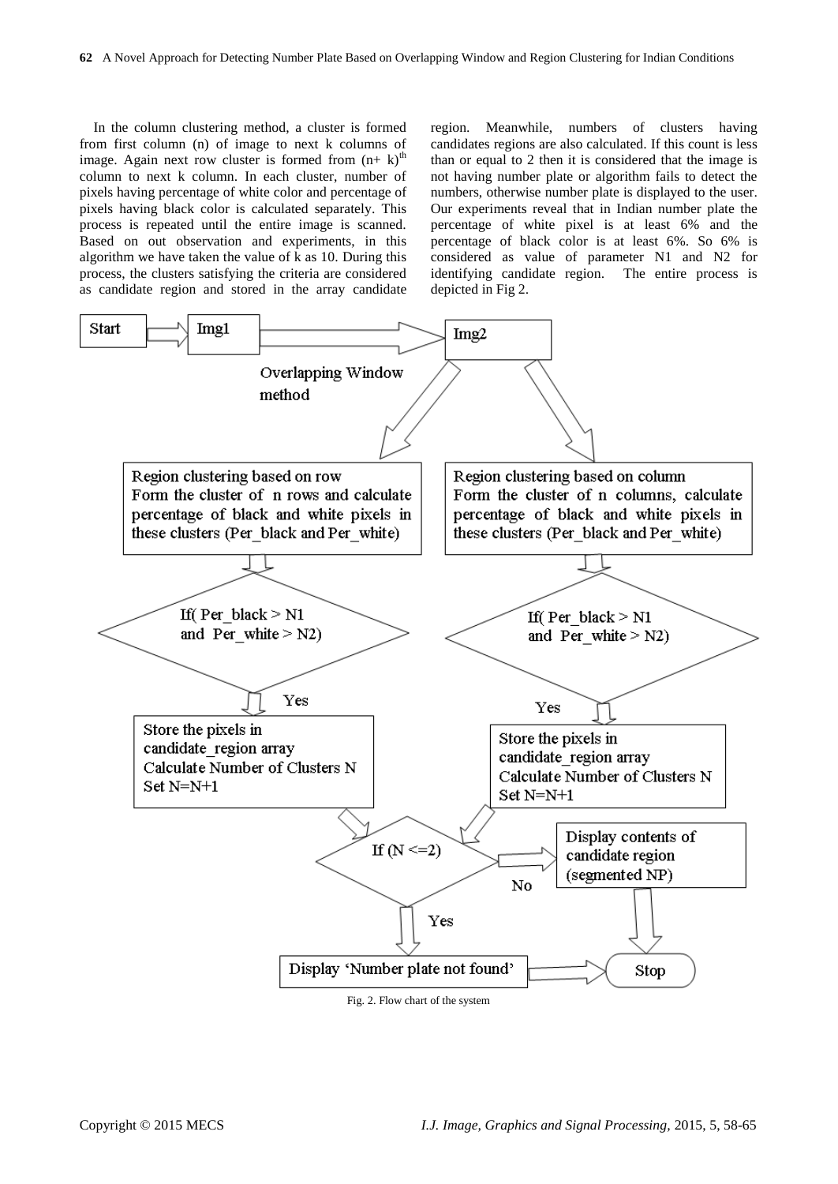In the column clustering method, a cluster is formed from first column (n) of image to next k columns of image. Again next row cluster is formed from $(n+ k)^{th}$ column to next k column. In each cluster, number of pixels having percentage of white color and percentage of pixels having black color is calculated separately. This process is repeated until the entire image is scanned. Based on out observation and experiments, in this algorithm we have taken the value of k as 10. During this process, the clusters satisfying the criteria are considered as candidate region and stored in the array candidate region. Meanwhile, numbers of clusters having candidates regions are also calculated. If this count is less than or equal to 2 then it is considered that the image is not having number plate or algorithm fails to detect the numbers, otherwise number plate is displayed to the user. Our experiments reveal that in Indian number plate the percentage of white pixel is at least 6% and the percentage of black color is at least 6%. So 6% is considered as value of parameter N1 and N2 for identifying candidate region. The entire process is depicted in Fig 2.

Fig. 2. Flow chart of the system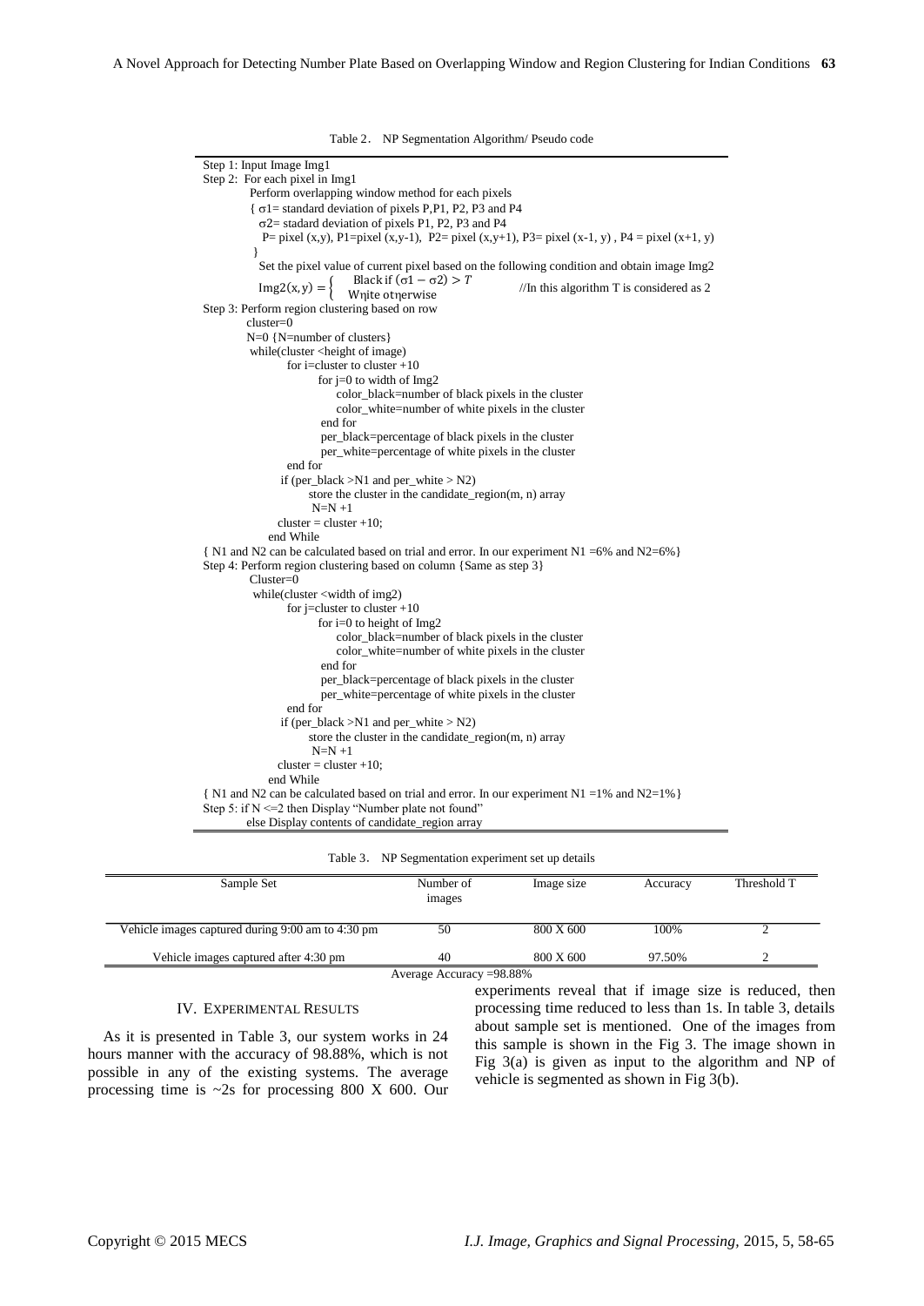Table 2. NP Segmentation Algorithm/ Pseudo code

```
Step 1: Input Image Img1
Step 2: For each pixel in Img1
        Perform overlapping window method for each pixels
        { σ1= standard deviation of pixels P,P1, P2, P3 and P4
          σ2= stadard deviation of pixels P1, P2, P3 and P4
          P= pixel (x,y), P1=pixel (x,y-1), P2= pixel (x,y+1), P3= pixel (x-1, y) , P4 = pixel (x+1, y)
        }
        Set the pixel value of current pixel based on the following condition and obtain image Img2
        Img2(x,y) = { Black if (σ1 − σ2) > T
                    { White otherwise                //In this algorithm T is considered as 2
Step 3: Perform region clustering based on row
        cluster=0
        N=0 {N=number of clusters}
        while(cluster <height of image)
              for i=cluster to cluster +10
                    for j=0 to width of Img2
                        color_black=number of black pixels in the cluster
                        color_white=number of white pixels in the cluster
                    end for
                    per_black=percentage of black pixels in the cluster
                    per_white=percentage of white pixels in the cluster
              end for
              if (per_black >N1 and per_white > N2)
                    store the cluster in the candidate_region(m, n) array
                    N=N +1
              cluster = cluster +10;
        end While
{ N1 and N2 can be calculated based on trial and error. In our experiment N1 =6% and N2=6%}
Step 4: Perform region clustering based on column {Same as step 3}
        Cluster=0
        while(cluster <width of img2)
              for j=cluster to cluster +10
                    for i=0 to height of Img2
                        color_black=number of black pixels in the cluster
                        color_white=number of white pixels in the cluster
                    end for
                    per_black=percentage of black pixels in the cluster
                    per_white=percentage of white pixels in the cluster
              end for
              if (per_black >N1 and per_white > N2)
                    store the cluster in the candidate_region(m, n) array
                    N=N +1
              cluster = cluster +10;
        end While
{ N1 and N2 can be calculated based on trial and error. In our experiment N1 =1% and N2=1%}
Step 5: if N <=2 then Display "Number plate not found"
        else Display contents of candidate_region array
```

Table 3. NP Segmentation experiment set up details

| Sample Set | Number of images | Image size | Accuracy | Threshold T |
|---|---|---|---|---|
| Vehicle images captured during 9:00 am to 4:30 pm | 50 | 800 X 600 | 100% | 2 |
| Vehicle images captured after 4:30 pm | 40 | 800 X 600 | 97.50% | 2 |

Average Accuracy =98.88%

## IV. Experimental Results

As it is presented in Table 3, our system works in 24 hours manner with the accuracy of 98.88%, which is not possible in any of the existing systems. The average processing time is ~2s for processing 800 X 600. Our experiments reveal that if image size is reduced, then processing time reduced to less than 1s. In table 3, details about sample set is mentioned. One of the images from this sample is shown in the Fig 3. The image shown in Fig 3(a) is given as input to the algorithm and NP of vehicle is segmented as shown in Fig 3(b).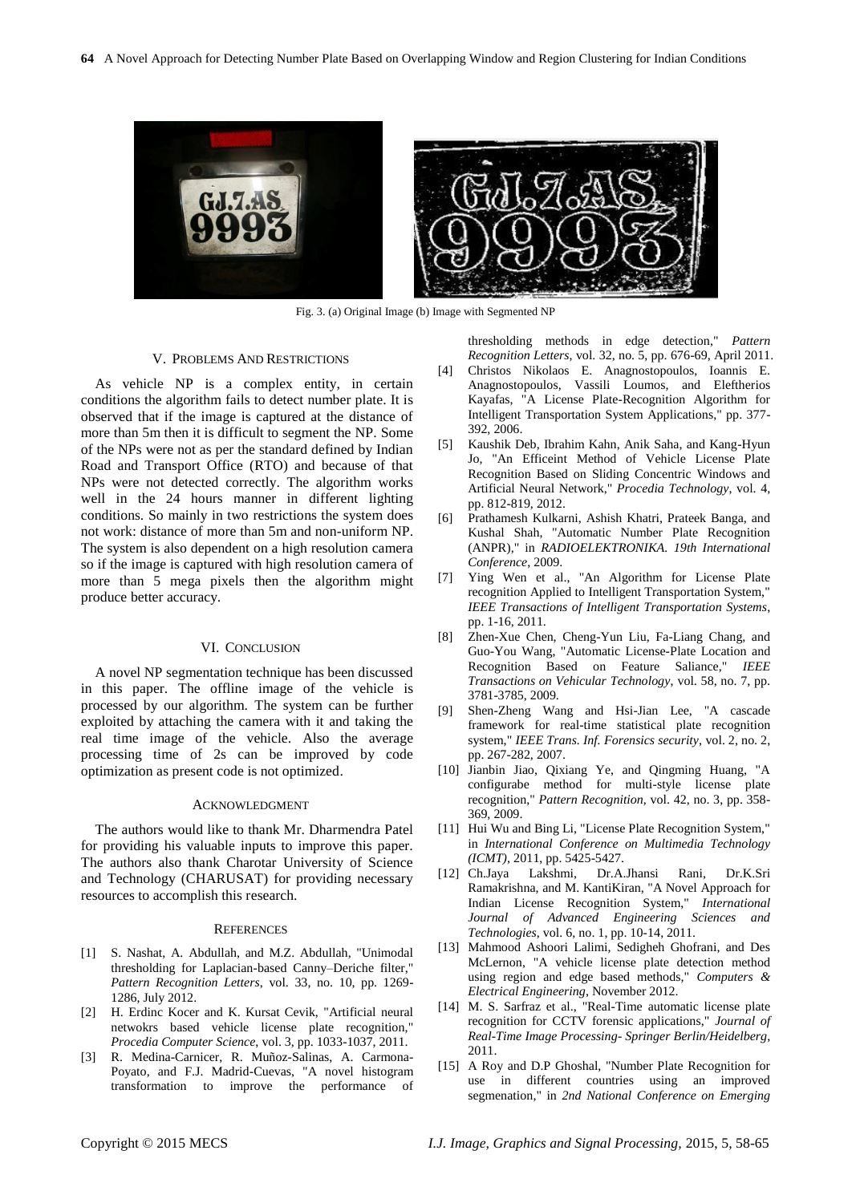Fig. 3. (a) Original Image (b) Image with Segmented NP

## V. Problems And Restrictions

As vehicle NP is a complex entity, in certain conditions the algorithm fails to detect number plate. It is observed that if the image is captured at the distance of more than 5m then it is difficult to segment the NP. Some of the NPs were not as per the standard defined by Indian Road and Transport Office (RTO) and because of that NPs were not detected correctly. The algorithm works well in the 24 hours manner in different lighting conditions. So mainly in two restrictions the system does not work: distance of more than 5m and non-uniform NP. The system is also dependent on a high resolution camera so if the image is captured with high resolution camera of more than 5 mega pixels then the algorithm might produce better accuracy.

## VI. Conclusion

A novel NP segmentation technique has been discussed in this paper. The offline image of the vehicle is processed by our algorithm. The system can be further exploited by attaching the camera with it and taking the real time image of the vehicle. Also the average processing time of 2s can be improved by code optimization as present code is not optimized.

## Acknowledgment

The authors would like to thank Mr. Dharmendra Patel for providing his valuable inputs to improve this paper. The authors also thank Charotar University of Science and Technology (CHARUSAT) for providing necessary resources to accomplish this research.

## References

[1] S. Nashat, A. Abdullah, and M.Z. Abdullah, "Unimodal thresholding for Laplacian-based Canny–Deriche filter," *Pattern Recognition Letters*, vol. 33, no. 10, pp. 1269-1286, July 2012.

[2] H. Erdinc Kocer and K. Kursat Cevik, "Artificial neural netwokrs based vehicle license plate recognition," *Procedia Computer Science*, vol. 3, pp. 1033-1037, 2011.

[3] R. Medina-Carnicer, R. Muñoz-Salinas, A. Carmona-Poyato, and F.J. Madrid-Cuevas, "A novel histogram transformation to improve the performance of thresholding methods in edge detection," *Pattern Recognition Letters*, vol. 32, no. 5, pp. 676-69, April 2011.

[4] Christos Nikolaos E. Anagnostopoulos, Ioannis E. Anagnostopoulos, Vassili Loumos, and Eleftherios Kayafas, "A License Plate-Recognition Algorithm for Intelligent Transportation System Applications," pp. 377-392, 2006.

[5] Kaushik Deb, Ibrahim Kahn, Anik Saha, and Kang-Hyun Jo, "An Efficeint Method of Vehicle License Plate Recognition Based on Sliding Concentric Windows and Artificial Neural Network," *Procedia Technology*, vol. 4, pp. 812-819, 2012.

[6] Prathamesh Kulkarni, Ashish Khatri, Prateek Banga, and Kushal Shah, "Automatic Number Plate Recognition (ANPR)," in *RADIOELEKTRONIKA. 19th International Conference*, 2009.

[7] Ying Wen et al., "An Algorithm for License Plate recognition Applied to Intelligent Transportation System," *IEEE Transactions of Intelligent Transportation Systems*, pp. 1-16, 2011.

[8] Zhen-Xue Chen, Cheng-Yun Liu, Fa-Liang Chang, and Guo-You Wang, "Automatic License-Plate Location and Recognition Based on Feature Saliance," *IEEE Transactions on Vehicular Technology*, vol. 58, no. 7, pp. 3781-3785, 2009.

[9] Shen-Zheng Wang and Hsi-Jian Lee, "A cascade framework for real-time statistical plate recognition system," *IEEE Trans. Inf. Forensics security*, vol. 2, no. 2, pp. 267-282, 2007.

[10] Jianbin Jiao, Qixiang Ye, and Qingming Huang, "A configurabe method for multi-style license plate recognition," *Pattern Recognition*, vol. 42, no. 3, pp. 358-369, 2009.

[11] Hui Wu and Bing Li, "License Plate Recognition System," in *International Conference on Multimedia Technology (ICMT)*, 2011, pp. 5425-5427.

[12] Ch.Jaya Lakshmi, Dr.A.Jhansi Rani, Dr.K.Sri Ramakrishna, and M. KantiKiran, "A Novel Approach for Indian License Recognition System," *International Journal of Advanced Engineering Sciences and Technologies*, vol. 6, no. 1, pp. 10-14, 2011.

[13] Mahmood Ashoori Lalimi, Sedigheh Ghofrani, and Des McLernon, "A vehicle license plate detection method using region and edge based methods," *Computers & Electrical Engineering*, November 2012.

[14] M. S. Sarfraz et al., "Real-Time automatic license plate recognition for CCTV forensic applications," *Journal of Real-Time Image Processing- Springer Berlin/Heidelberg*, 2011.

[15] A Roy and D.P Ghoshal, "Number Plate Recognition for use in different countries using an improved segmenation," in *2nd National Conference on Emerging*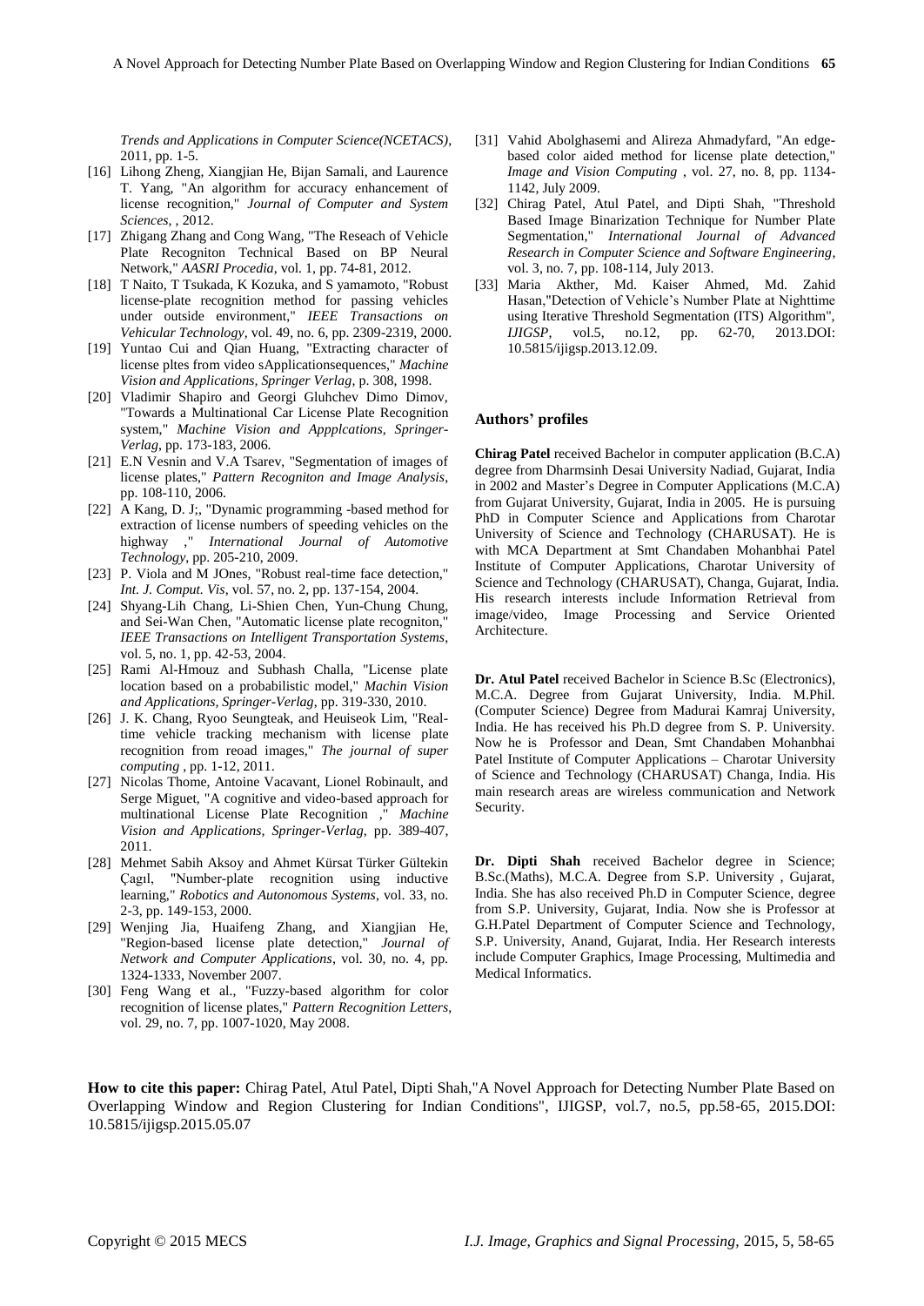*Trends and Applications in Computer Science(NCETACS)*, 2011, pp. 1-5.

[16] Lihong Zheng, Xiangjian He, Bijan Samali, and Laurence T. Yang, "An algorithm for accuracy enhancement of license recognition," *Journal of Computer and System Sciences,* , 2012.

[17] Zhigang Zhang and Cong Wang, "The Reseach of Vehicle Plate Recogniton Technical Based on BP Neural Network," *AASRI Procedia*, vol. 1, pp. 74-81, 2012.

[18] T Naito, T Tsukada, K Kozuka, and S yamamoto, "Robust license-plate recognition method for passing vehicles under outside environment," *IEEE Transactions on Vehicular Technology*, vol. 49, no. 6, pp. 2309-2319, 2000.

[19] Yuntao Cui and Qian Huang, "Extracting character of license pltes from video sApplicationsequences," *Machine Vision and Applications, Springer Verlag*, p. 308, 1998.

[20] Vladimir Shapiro and Georgi Gluhchev Dimo Dimov, "Towards a Multinational Car License Plate Recognition system," *Machine Vision and Appplcations, Springer-Verlag*, pp. 173-183, 2006.

[21] E.N Vesnin and V.A Tsarev, "Segmentation of images of license plates," *Pattern Recogniton and Image Analysis*, pp. 108-110, 2006.

[22] A Kang, D. J;, "Dynamic programming -based method for extraction of license numbers of speeding vehicles on the highway ," *International Journal of Automotive Technology*, pp. 205-210, 2009.

[23] P. Viola and M JOnes, "Robust real-time face detection," *Int. J. Comput. Vis*, vol. 57, no. 2, pp. 137-154, 2004.

[24] Shyang-Lih Chang, Li-Shien Chen, Yun-Chung Chung, and Sei-Wan Chen, "Automatic license plate recogniton," *IEEE Transactions on Intelligent Transportation Systems*, vol. 5, no. 1, pp. 42-53, 2004.

[25] Rami Al-Hmouz and Subhash Challa, "License plate location based on a probabilistic model," *Machin Vision and Applications, Springer-Verlag*, pp. 319-330, 2010.

[26] J. K. Chang, Ryoo Seungteak, and Heuiseok Lim, "Real-time vehicle tracking mechanism with license plate recognition from reoad images," *The journal of super computing* , pp. 1-12, 2011.

[27] Nicolas Thome, Antoine Vacavant, Lionel Robinault, and Serge Miguet, "A cognitive and video-based approach for multinational License Plate Recognition ," *Machine Vision and Applications, Springer-Verlag*, pp. 389-407, 2011.

[28] Mehmet Sabih Aksoy and Ahmet Kürsat Türker Gültekin Çagıl, "Number-plate recognition using inductive learning," *Robotics and Autonomous Systems*, vol. 33, no. 2-3, pp. 149-153, 2000.

[29] Wenjing Jia, Huaifeng Zhang, and Xiangjian He, "Region-based license plate detection," *Journal of Network and Computer Applications*, vol. 30, no. 4, pp. 1324-1333, November 2007.

[30] Feng Wang et al., "Fuzzy-based algorithm for color recognition of license plates," *Pattern Recognition Letters*, vol. 29, no. 7, pp. 1007-1020, May 2008.

[31] Vahid Abolghasemi and Alireza Ahmadyfard, "An edge-based color aided method for license plate detection," *Image and Vision Computing* , vol. 27, no. 8, pp. 1134-1142, July 2009.

[32] Chirag Patel, Atul Patel, and Dipti Shah, "Threshold Based Image Binarization Technique for Number Plate Segmentation," *International Journal of Advanced Research in Computer Science and Software Engineering*, vol. 3, no. 7, pp. 108-114, July 2013.

[33] Maria Akther, Md. Kaiser Ahmed, Md. Zahid Hasan,"Detection of Vehicle's Number Plate at Nighttime using Iterative Threshold Segmentation (ITS) Algorithm", *IJIGSP*, vol.5, no.12, pp. 62-70, 2013.DOI: 10.5815/ijigsp.2013.12.09.

## Authors' profiles

**Chirag Patel** received Bachelor in computer application (B.C.A) degree from Dharmsinh Desai University Nadiad, Gujarat, India in 2002 and Master's Degree in Computer Applications (M.C.A) from Gujarat University, Gujarat, India in 2005. He is pursuing PhD in Computer Science and Applications from Charotar University of Science and Technology (CHARUSAT). He is with MCA Department at Smt Chandaben Mohanbhai Patel Institute of Computer Applications, Charotar University of Science and Technology (CHARUSAT), Changa, Gujarat, India. His research interests include Information Retrieval from image/video, Image Processing and Service Oriented Architecture.

**Dr. Atul Patel** received Bachelor in Science B.Sc (Electronics), M.C.A. Degree from Gujarat University, India. M.Phil. (Computer Science) Degree from Madurai Kamraj University, India. He has received his Ph.D degree from S. P. University. Now he is Professor and Dean, Smt Chandaben Mohanbhai Patel Institute of Computer Applications – Charotar University of Science and Technology (CHARUSAT) Changa, India. His main research areas are wireless communication and Network Security.

**Dr. Dipti Shah** received Bachelor degree in Science; B.Sc.(Maths), M.C.A. Degree from S.P. University , Gujarat, India. She has also received Ph.D in Computer Science, degree from S.P. University, Gujarat, India. Now she is Professor at G.H.Patel Department of Computer Science and Technology, S.P. University, Anand, Gujarat, India. Her Research interests include Computer Graphics, Image Processing, Multimedia and Medical Informatics.

**How to cite this paper:** Chirag Patel, Atul Patel, Dipti Shah,"A Novel Approach for Detecting Number Plate Based on Overlapping Window and Region Clustering for Indian Conditions", IJIGSP, vol.7, no.5, pp.58-65, 2015.DOI: 10.5815/ijigsp.2015.05.07